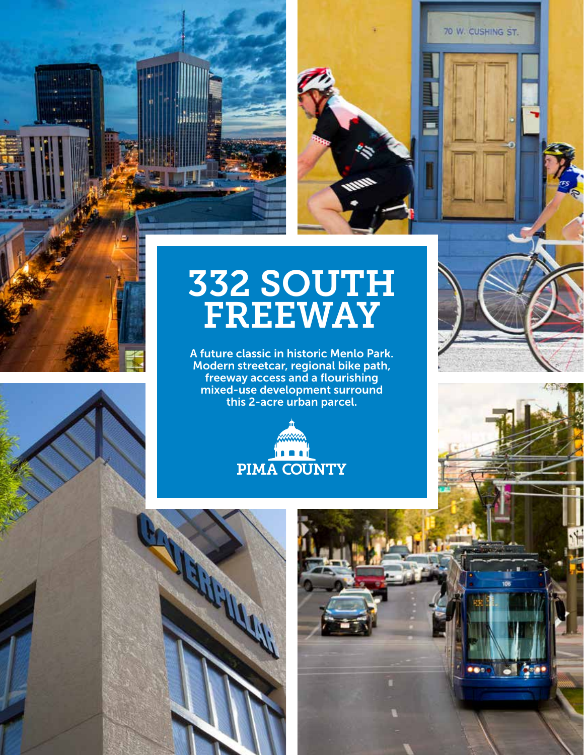# 332 SOUTH FREEWAY

A future classic in historic Menlo Park. Modern streetcar, regional bike path, freeway access and a flourishing mixed-use development surround this 2-acre urban parcel.

PIMA COUNTY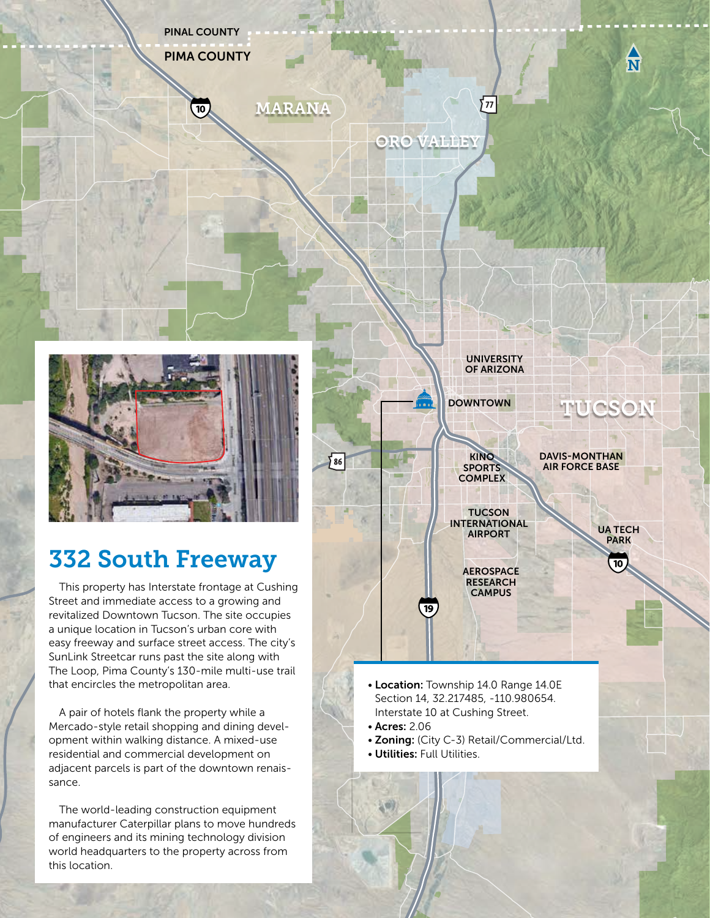## 332 South Freeway

This property has Interstate frontage at Cushing Street and immediate access to a growing and revitalized Downtown Tucson. The site occupies a unique location in Tucson's urban core with easy freeway and surface street access. The city's SunLink Streetcar runs past the site along with The Loop, Pima County's 130-mile multi-use trail that encircles the metropolitan area.

A pair of hotels flank the property while a Mercado-style retail shopping and dining development within walking distance. A mixed-use residential and commercial development on adjacent parcels is part of the downtown renaissance.

The world-leading construction equipment manufacturer Caterpillar plans to move hundreds of engineers and its mining technology division world headquarters to the property across from this location.

- **Location:** Township 14.0 Range 14.0E Section 14, 32.217485, -110.980654. Interstate 10 at Cushing Street.
- **Acres:** 2.06
- **Zoning:** (City C-3) Retail/Commercial/Ltd.
- **Utilities:** Full Utilities.

PINAL COUNTY
PIMA COUNTY
10
MARANA
77
ORO VALLEY
N
UNIVERSITY OF ARIZONA
DOWNTOWN
TUCSON
86
KINO SPORTS COMPLEX
DAVIS-MONTHAN AIR FORCE BASE
TUCSON INTERNATIONAL AIRPORT
UA TECH PARK
10
AEROSPACE RESEARCH CAMPUS
19